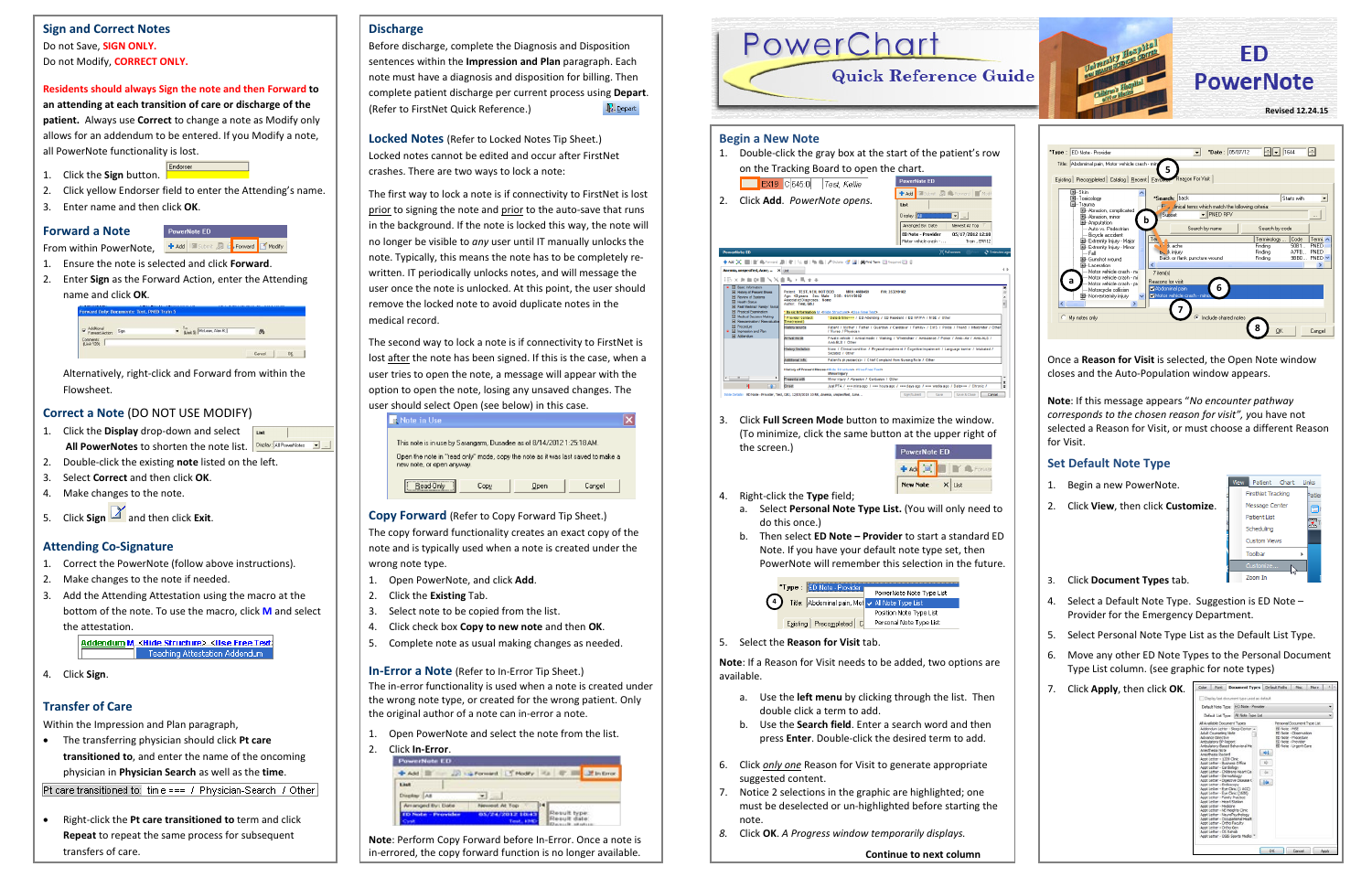# PowerChart Quick Reference Guide

# ED PowerNote

Revised 12.24.15

## Sign and Correct Notes

Do not Save, **SIGN ONLY.**

Do not Modify, **CORRECT ONLY.**

**Residents should always Sign the note and then Forward to an attending at each transition of care or discharge of the patient.** Always use **Correct** to change a note as Modify only allows for an addendum to be entered. If you Modify a note, all PowerNote functionality is lost.

1. Click the **Sign** button.
2. Click yellow Endorser field to enter the Attending's name.
3. Enter name and then click **OK**.

## Forward a Note

From within PowerNote,

1. Ensure the note is selected and click **Forward**.
2. Enter **Sign** as the Forward Action, enter the Attending name and click **OK**.

Alternatively, right-click and Forward from within the Flowsheet.

## Correct a Note (DO NOT USE MODIFY)

1. Click the **Display** drop-down and select **All PowerNotes** to shorten the note list.
2. Double-click the existing **note** listed on the left.
3. Select **Correct** and then click **OK**.
4. Make changes to the note.
5. Click **Sign** and then click **Exit**.

## Attending Co-Signature

1. Correct the PowerNote (follow above instructions).
2. Make changes to the note if needed.
3. Add the Attending Attestation using the macro at the bottom of the note. To use the macro, click **M** and select the attestation.
4. Click **Sign**.

## Transfer of Care

Within the Impression and Plan paragraph,

- The transferring physician should click **Pt care transitioned to**, and enter the name of the oncoming physician in **Physician Search** as well as the **time**.

Pt care transitioned to time === / Physician-Search / Other

- Right-click the **Pt care transitioned to** term and click **Repeat** to repeat the same process for subsequent transfers of care.

## Discharge

Before discharge, complete the Diagnosis and Disposition sentences within the **Impression and Plan** paragraph. Each note must have a diagnosis and disposition for billing. Then complete patient discharge per current process using **Depart**. (Refer to FirstNet Quick Reference.)

## Locked Notes (Refer to Locked Notes Tip Sheet.)

Locked notes cannot be edited and can occur after FirstNet crashes. There are two ways to lock a note:

The first way to lock a note is if connectivity to FirstNet is lost prior to signing the note and prior to the auto-save that runs in the background. If the note is locked this way, the note will no longer be visible to *any* user until IT manually unlocks the note. Typically, this means the note has to be completely re-written. IT periodically unlocks notes, and will message the user once the note is unlocked. At this point, the user should remove the locked note to avoid duplicate notes in the medical record.

The second way to lock a note is if connectivity to FirstNet is lost after the note has been signed. If this is the case, when a user tries to open the note, a message will appear with the option to open the note, losing any unsaved changes. The user should select Open (see below) in this case.

## Copy Forward (Refer to Copy Forward Tip Sheet.)

The copy forward functionality creates an exact copy of the note and is typically used when a note is created under the wrong note type.

1. Open PowerNote, and click **Add**.
2. Click the **Existing** Tab.
3. Select note to be copied from the list.
4. Click check box **Copy to new note** and then **OK**.
5. Complete note as usual making changes as needed.

## In-Error a Note (Refer to In-Error Tip Sheet.)

The in-error functionality is used when a note is created under the wrong note type, or created for the wrong patient. Only the original author of a note can in-error a note.

1. Open PowerNote and select the note from the list.
2. Click **In-Error**.

**Note**: Perform Copy Forward before In-Error. Once a note is in-errored, the copy forward function is no longer available.

## Begin a New Note

1. Double-click the gray box at the start of the patient's row on the Tracking Board to open the chart.
2. Click **Add**. *PowerNote opens.*
3. Click **Full Screen Mode** button to maximize the window. (To minimize, click the same button at the upper right of the screen.)
4. Right-click the **Type** field;
   a. Select **Personal Note Type List.** (You will only need to do this once.)
   b. Then select **ED Note – Provider** to start a standard ED Note. If you have your default note type set, then PowerNote will remember this selection in the future.
5. Select the **Reason for Visit** tab.

**Note**: If a Reason for Visit needs to be added, two options are available.

   a. Use the **left** menu by clicking through the list. Then double click a term to add.
   b. Use the **Search field**. Enter a search word and then press **Enter**. Double-click the desired term to add.

6. Click *only one* Reason for Visit to generate appropriate suggested content.
7. Notice 2 selections in the graphic are highlighted; one must be deselected or un-highlighted before starting the note.
8. Click **OK**. *A Progress window temporarily displays.*

**Continue to next column**

Once a **Reason for Visit** is selected, the Open Note window closes and the Auto-Population window appears.

**Note**: If this message appears "*No encounter pathway corresponds to the chosen reason for visit*", you have not selected a Reason for Visit, or must choose a different Reason for Visit.

## Set Default Note Type

1. Begin a new PowerNote.
2. Click **View**, then click **Customize**.
3. Click **Document Types** tab.
4. Select a Default Note Type. Suggestion is ED Note – Provider for the Emergency Department.
5. Select Personal Note Type List as the Default List Type.
6. Move any other ED Note Types to the Personal Document Type List column. (see graphic for note types)
7. Click **Apply**, then click **OK**.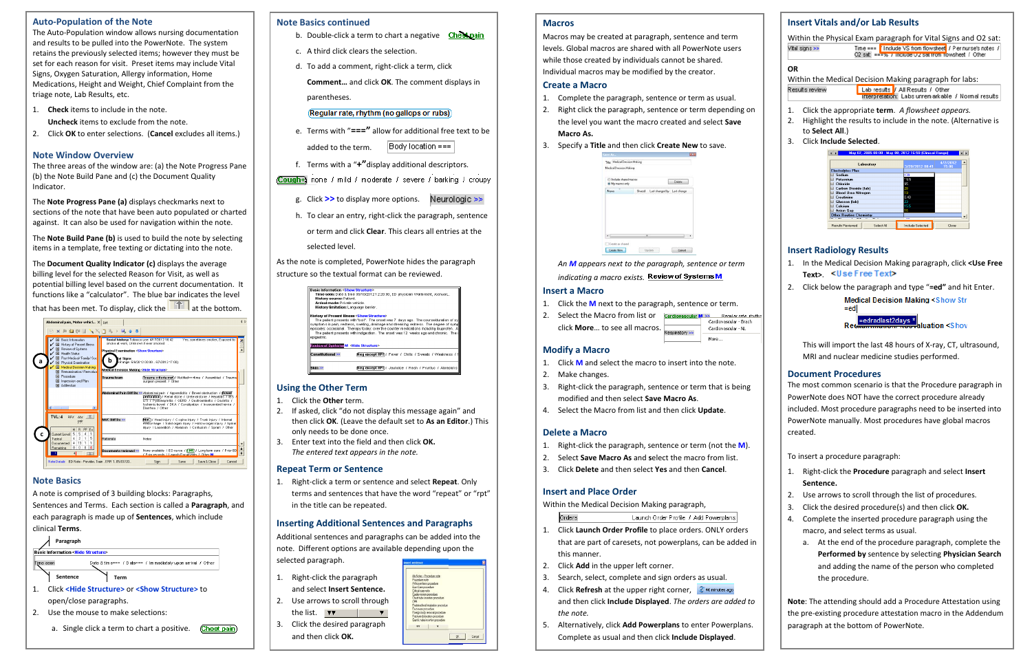## Auto-Population of the Note

The Auto-Population window allows nursing documentation and results to be pulled into the PowerNote. The system retains the previously selected items; however they must be set for each reason for visit. Preset items may include Vital Signs, Oxygen Saturation, Allergy information, Home Medications, Height and Weight, Chief Complaint from the triage note, Lab Results, etc.

1. **Check** items to include in the note.
   **Uncheck** items to exclude from the note.
2. Click **OK** to enter selections. (**Cancel** excludes all items.)

## Note Window Overview

The three areas of the window are: (a) the Note Progress Pane (b) the Note Build Pane and (c) the Document Quality Indicator.

The **Note Progress Pane (a)** displays checkmarks next to sections of the note that have been auto populated or charted against. It can also be used for navigation within the note.

The **Note Build Pane (b)** is used to build the note by selecting items in a template, free texting or dictating into the note.

The **Document Quality Indicator (c)** displays the average billing level for the selected Reason for Visit, as well as potential billing level based on the current documentation. It functions like a "calculator". The blue bar indicates the level that has been met. To display, click the at the bottom.

## Note Basics

A note is comprised of 3 building blocks: Paragraphs, Sentences and Terms. Each section is called a **Paragraph**, and each paragraph is made up of **Sentences**, which include clinical **Terms**.

Paragraph

Basic Information <Hide Structure>

Time seen: Date & time ==== / Date==== / Immediately upon arrival / Other

Sentence Term

1. Click **<Hide Structure>** or **<Show Structure>** to open/close paragraphs.
2. Use the mouse to make selections:
   a. Single click a term to chart a positive. Chest pain

## Note Basics continued

b. Double-click a term to chart a negative Chest pain

c. A third click clears the selection.

d. To add a comment, right-click a term, click **Comment...** and click **OK**. The comment displays in parentheses.

(Regular rate, rhythm (no gallops or rubs))

e. Terms with "**===**" allow for additional free text to be added to the term. Body location ===

f. Terms with a "**+**" display additional descriptors.

Cough+ none / mild / moderate / severe / barking / croupy

g. Click **>>** to display more options. Neurologic >>

h. To clear an entry, right-click the paragraph, sentence or term and click **Clear**. This clears all entries at the selected level.

As the note is completed, PowerNote hides the paragraph structure so the textual format can be reviewed.

## Using the Other Term

1. Click the **Other** term.
2. If asked, click "do not display this message again" and then click **OK**. (Leave the default set to **As an Editor**.) This only needs to be done once.
3. Enter text into the field and then click **OK.**
   *The entered text appears in the note.*

## Repeat Term or Sentence

1. Right-click a term or sentence and select **Repeat**. Only terms and sentences that have the word "repeat" or "rpt" in the title can be repeated.

## Inserting Additional Sentences and Paragraphs

Additional sentences and paragraphs can be added into the note. Different options are available depending upon the selected paragraph.

1. Right-click the paragraph and select **Insert Sentence.**
2. Use arrows to scroll through the list.
3. Click the desired paragraph and then click **OK.**

## Macros

Macros may be created at paragraph, sentence and term levels. Global macros are shared with all PowerNote users while those created by individuals cannot be shared. Individual macros may be modified by the creator.

## Create a Macro

1. Complete the paragraph, sentence or term as usual.
2. Right click the paragraph, sentence or term depending on the level you want the macro created and select **Save Macro As.**
3. Specify a **Title** and then click **Create New** to save.

*An **M** appears next to the paragraph, sentence or term indicating a macro exists.* Review of Systems M

## Insert a Macro

1. Click the **M** next to the paragraph, sentence or term.
2. Select the Macro from list or click **More...** to see all macros.

## Modify a Macro

1. Click **M** and select the macro to insert into the note.
2. Make changes.
3. Right-click the paragraph, sentence or term that is being modified and then select **Save Macro As.**
4. Select the Macro from list and then click **Update**.

## Delete a Macro

1. Right-click the paragraph, sentence or term (not the **M**).
2. Select **Save Macro As** and select the macro from list.
3. Click **Delete** and then select **Yes** and then **Cancel**.

## Insert and Place Order

Within the Medical Decision Making paragraph,

Orders Launch Order Profile / Add Powerplans

1. Click **Launch Order Profile** to place orders. ONLY orders that are part of caresets, not powerplans, can be added in this manner.
2. Click **Add** in the upper left corner.
3. Search, select, complete and sign orders as usual.
4. Click **Refresh** at the upper right corner, and then click **Include Displayed**. *The orders are added to the note.*
5. Alternatively, click **Add Powerplans** to enter Powerplans. Complete as usual and then click **Include Displayed**.

## Insert Vitals and/or Lab Results

Within the Physical Exam paragraph for Vital Signs and O2 sat:

Vital signs >> Time === / Include VS from flowsheet / Per nurse's notes / Other
O2 sat ===% / Include O2 sat from flowsheet / Other

**OR**

Within the Medical Decision Making paragraph for labs:

Results review Lab results / All Results / Other
Interpretation: Labs unremarkable / Normal results

1. Click the appropriate **term**. *A flowsheet appears.*
2. Highlight the results to include in the note. (Alternative is to **Select All**.)
3. Click **Include Selected**.

## Insert Radiology Results

1. In the Medical Decision Making paragraph, click **<Use Free Text>**. <Use Free Text>
2. Click below the paragraph and type "**=ed**" and hit Enter.

Medical Decision Making <Show Str
=ed
=edradlast2days *

This will import the last 48 hours of X-ray, CT, ultrasound, MRI and nuclear medicine studies performed.

## Document Procedures

The most common scenario is that the Procedure paragraph in PowerNote does NOT have the correct procedure already included. Most procedure paragraphs need to be inserted into PowerNote manually. Most procedures have global macros created.

To insert a procedure paragraph:

1. Right-click the **Procedure** paragraph and select **Insert Sentence.**
2. Use arrows to scroll through the list of procedures.
3. Click the desired procedure(s) and then click **OK.**
4. Complete the inserted procedure paragraph using the macro, and select terms as usual.
   a. At the end of the procedure paragraph, complete the **Performed by** sentence by selecting **Physician Search** and adding the name of the person who completed the procedure.

**Note**: The attending should add a Procedure Attestation using the pre-existing procedure attestation macro in the Addendum paragraph at the bottom of PowerNote.